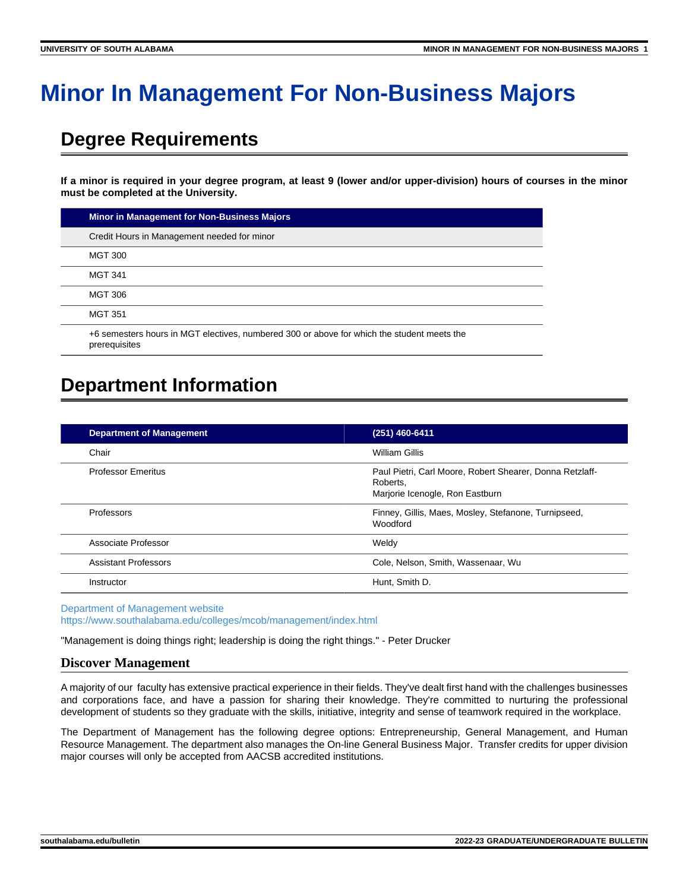# Minor In Management For Non-Business Majors

## Degree Requirements

**If a minor is required in your degree program, at least 9 (lower and/or upper-division) hours of courses in the minor must be completed at the University.**

| Minor in Management for Non-Business Majors |
|---|
| Credit Hours in Management needed for minor |
| MGT 300 |
| MGT 341 |
| MGT 306 |
| MGT 351 |
| +6 semesters hours in MGT electives, numbered 300 or above for which the student meets the prerequisites |

## Department Information

| Department of Management | (251) 460-6411 |
|---|---|
| Chair | William Gillis |
| Professor Emeritus | Paul Pietri, Carl Moore, Robert Shearer, Donna Retzlaff-Roberts, Marjorie Icenogle, Ron Eastburn |
| Professors | Finney, Gillis, Maes, Mosley, Stefanone, Turnipseed, Woodford |
| Associate Professor | Weldy |
| Assistant Professors | Cole, Nelson, Smith, Wassenaar, Wu |
| Instructor | Hunt, Smith D. |

Department of Management website
https://www.southalabama.edu/colleges/mcob/management/index.html

"Management is doing things right; leadership is doing the right things." - Peter Drucker

### Discover Management

A majority of our faculty has extensive practical experience in their fields. They've dealt first hand with the challenges businesses and corporations face, and have a passion for sharing their knowledge. They're committed to nurturing the professional development of students so they graduate with the skills, initiative, integrity and sense of teamwork required in the workplace.

The Department of Management has the following degree options: Entrepreneurship, General Management, and Human Resource Management. The department also manages the On-line General Business Major. Transfer credits for upper division major courses will only be accepted from AACSB accredited institutions.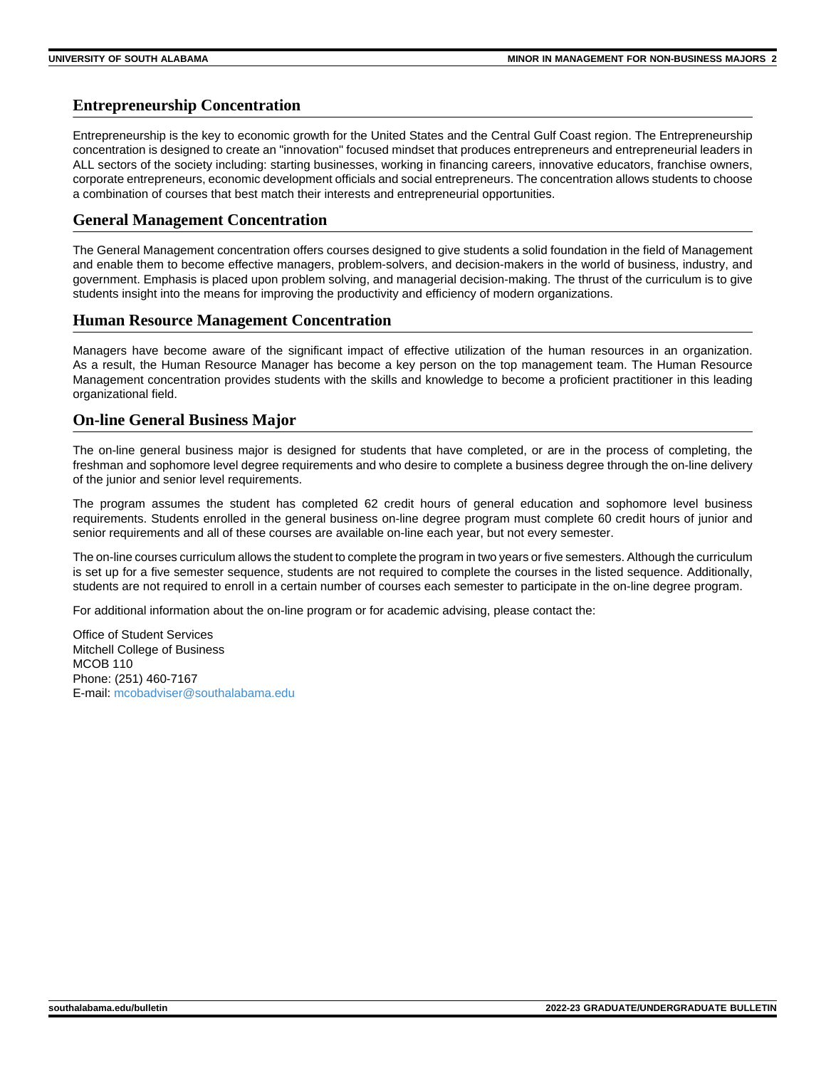## Entrepreneurship Concentration

Entrepreneurship is the key to economic growth for the United States and the Central Gulf Coast region. The Entrepreneurship concentration is designed to create an "innovation" focused mindset that produces entrepreneurs and entrepreneurial leaders in ALL sectors of the society including: starting businesses, working in financing careers, innovative educators, franchise owners, corporate entrepreneurs, economic development officials and social entrepreneurs. The concentration allows students to choose a combination of courses that best match their interests and entrepreneurial opportunities.

## General Management Concentration

The General Management concentration offers courses designed to give students a solid foundation in the field of Management and enable them to become effective managers, problem-solvers, and decision-makers in the world of business, industry, and government. Emphasis is placed upon problem solving, and managerial decision-making. The thrust of the curriculum is to give students insight into the means for improving the productivity and efficiency of modern organizations.

## Human Resource Management Concentration

Managers have become aware of the significant impact of effective utilization of the human resources in an organization. As a result, the Human Resource Manager has become a key person on the top management team. The Human Resource Management concentration provides students with the skills and knowledge to become a proficient practitioner in this leading organizational field.

## On-line General Business Major

The on-line general business major is designed for students that have completed, or are in the process of completing, the freshman and sophomore level degree requirements and who desire to complete a business degree through the on-line delivery of the junior and senior level requirements.

The program assumes the student has completed 62 credit hours of general education and sophomore level business requirements. Students enrolled in the general business on-line degree program must complete 60 credit hours of junior and senior requirements and all of these courses are available on-line each year, but not every semester.

The on-line courses curriculum allows the student to complete the program in two years or five semesters. Although the curriculum is set up for a five semester sequence, students are not required to complete the courses in the listed sequence. Additionally, students are not required to enroll in a certain number of courses each semester to participate in the on-line degree program.

For additional information about the on-line program or for academic advising, please contact the:

Office of Student Services
Mitchell College of Business
MCOB 110
Phone: (251) 460-7167
E-mail: mcobadviser@southalabama.edu